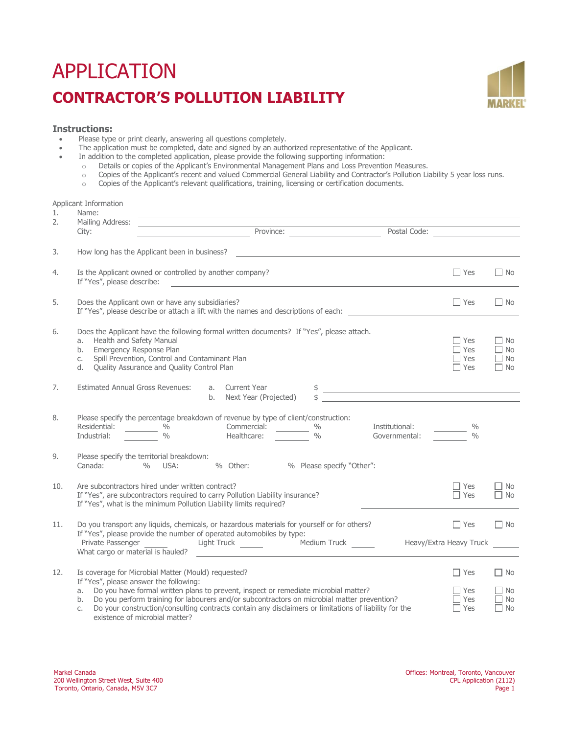# APPLICATION

## CONTRACTOR'S POLLUTION LIABILITY

MARKEL®

### Instructions:

- Please type or print clearly, answering all questions completely.
- The application must be completed, date and signed by an authorized representative of the Applicant.
- In addition to the completed application, please provide the following supporting information:
  - Details or copies of the Applicant's Environmental Management Plans and Loss Prevention Measures.
  - Copies of the Applicant's recent and valued Commercial General Liability and Contractor's Pollution Liability 5 year loss runs.
  - Copies of the Applicant's relevant qualifications, training, licensing or certification documents.

Applicant Information

1. Name: ____________________
2. Mailing Address: ____________________
   City: ____________ Province: ____________ Postal Code: ____________

3. How long has the Applicant been in business? ____________________

4. Is the Applicant owned or controlled by another company? ☐ Yes ☐ No
   If "Yes", please describe: ____________________

5. Does the Applicant own or have any subsidiaries? ☐ Yes ☐ No
   If "Yes", please describe or attach a lift with the names and descriptions of each: ____________________

6. Does the Applicant have the following formal written documents? If "Yes", please attach.
   a. Health and Safety Manual ☐ Yes ☐ No
   b. Emergency Response Plan ☐ Yes ☐ No
   c. Spill Prevention, Control and Contaminant Plan ☐ Yes ☐ No
   d. Quality Assurance and Quality Control Plan ☐ Yes ☐ No

7. Estimated Annual Gross Revenues:
   a. Current Year $ ____________
   b. Next Year (Projected) $ ____________

8. Please specify the percentage breakdown of revenue by type of client/construction:
   Residential: ______ % Commercial: ______ % Institutional: ______ %
   Industrial: ______ % Healthcare: ______ % Governmental: ______ %

9. Please specify the territorial breakdown:
   Canada: ______ % USA: ______ % Other: ______ % Please specify "Other": ____________

10. Are subcontractors hired under written contract? ☐ Yes ☐ No
    If "Yes", are subcontractors required to carry Pollution Liability insurance? ☐ Yes ☐ No
    If "Yes", what is the minimum Pollution Liability limits required? ____________

11. Do you transport any liquids, chemicals, or hazardous materials for yourself or for others? ☐ Yes ☐ No
    If "Yes", please provide the number of operated automobiles by type:
    Private Passenger ______ Light Truck ______ Medium Truck ______ Heavy/Extra Heavy Truck ______
    What cargo or material is hauled? ____________________

12. Is coverage for Microbial Matter (Mould) requested? ☐ Yes ☐ No
    If "Yes", please answer the following:
    a. Do you have formal written plans to prevent, inspect or remediate microbial matter? ☐ Yes ☐ No
    b. Do you perform training for labourers and/or subcontractors on microbial matter prevention? ☐ Yes ☐ No
    c. Do your construction/consulting contracts contain any disclaimers or limitations of liability for the existence of microbial matter? ☐ Yes ☐ No

Markel Canada
200 Wellington Street West, Suite 400
Toronto, Ontario, Canada, M5V 3C7

Offices: Montreal, Toronto, Vancouver
CPL Application (2112)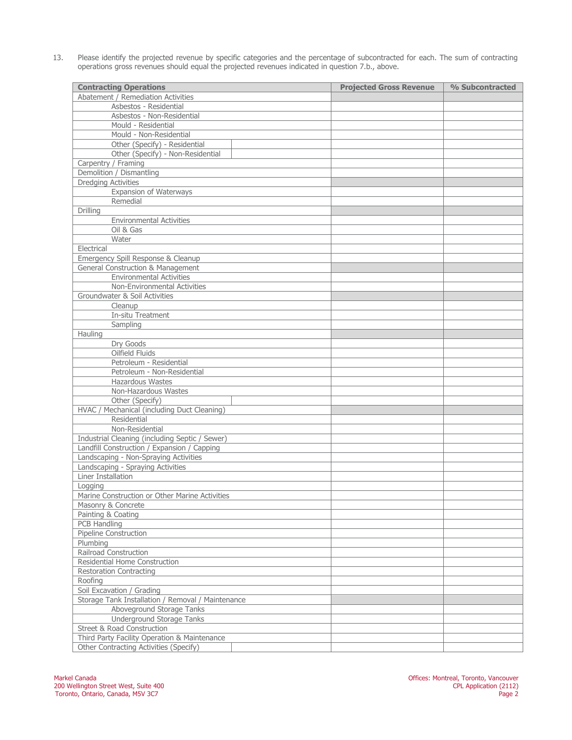13. Please identify the projected revenue by specific categories and the percentage of subcontracted for each. The sum of contracting operations gross revenues should equal the projected revenues indicated in question 7.b., above.

| Contracting Operations | Projected Gross Revenue | % Subcontracted |
|---|---|---|
| Abatement / Remediation Activities | | |
| Asbestos - Residential | | |
| Asbestos - Non-Residential | | |
| Mould - Residential | | |
| Mould - Non-Residential | | |
| Other (Specify) - Residential | | |
| Other (Specify) - Non-Residential | | |
| Carpentry / Framing | | |
| Demolition / Dismantling | | |
| Dredging Activities | | |
| Expansion of Waterways | | |
| Remedial | | |
| Drilling | | |
| Environmental Activities | | |
| Oil & Gas | | |
| Water | | |
| Electrical | | |
| Emergency Spill Response & Cleanup | | |
| General Construction & Management | | |
| Environmental Activities | | |
| Non-Environmental Activities | | |
| Groundwater & Soil Activities | | |
| Cleanup | | |
| In-situ Treatment | | |
| Sampling | | |
| Hauling | | |
| Dry Goods | | |
| Oilfield Fluids | | |
| Petroleum - Residential | | |
| Petroleum - Non-Residential | | |
| Hazardous Wastes | | |
| Non-Hazardous Wastes | | |
| Other (Specify) | | |
| HVAC / Mechanical (including Duct Cleaning) | | |
| Residential | | |
| Non-Residential | | |
| Industrial Cleaning (including Septic / Sewer) | | |
| Landfill Construction / Expansion / Capping | | |
| Landscaping - Non-Spraying Activities | | |
| Landscaping - Spraying Activities | | |
| Liner Installation | | |
| Logging | | |
| Marine Construction or Other Marine Activities | | |
| Masonry & Concrete | | |
| Painting & Coating | | |
| PCB Handling | | |
| Pipeline Construction | | |
| Plumbing | | |
| Railroad Construction | | |
| Residential Home Construction | | |
| Restoration Contracting | | |
| Roofing | | |
| Soil Excavation / Grading | | |
| Storage Tank Installation / Removal / Maintenance | | |
| Aboveground Storage Tanks | | |
| Underground Storage Tanks | | |
| Street & Road Construction | | |
| Third Party Facility Operation & Maintenance | | |
| Other Contracting Activities (Specify) | | |

Markel Canada
200 Wellington Street West, Suite 400
Toronto, Ontario, Canada, M5V 3C7

Offices: Montreal, Toronto, Vancouver
CPL Application (2112)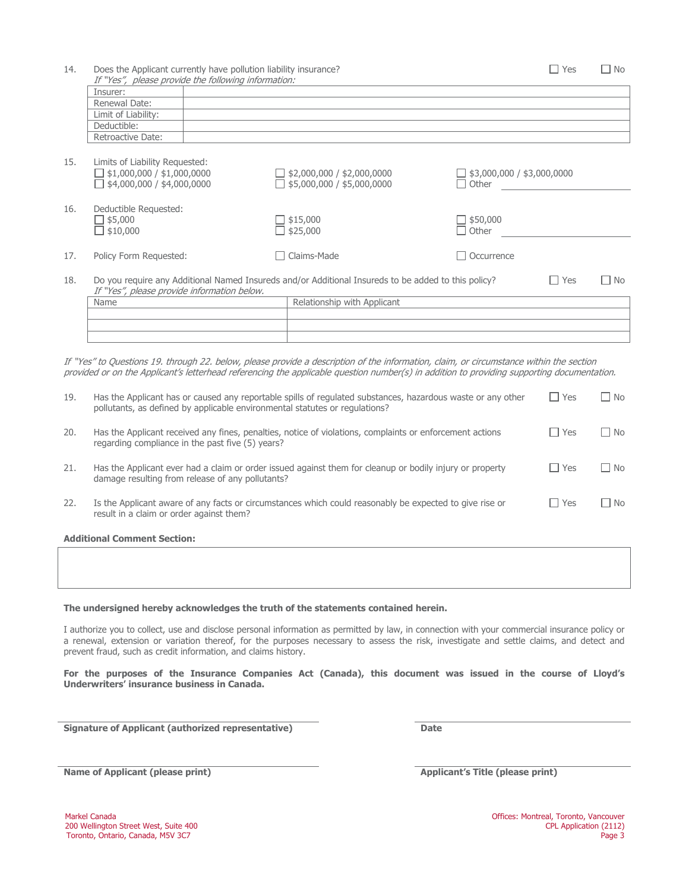14. Does the Applicant currently have pollution liability insurance? ☐ Yes ☐ No
*If "Yes", please provide the following information:*

| | |
|---|---|
| Insurer: | |
| Renewal Date: | |
| Limit of Liability: | |
| Deductible: | |
| Retroactive Date: | |

15. Limits of Liability Requested:

☐ $1,000,000 / $1,000,0000 ☐ $2,000,000 / $2,000,0000 ☐ $3,000,000 / $3,000,0000
☐ $4,000,000 / $4,000,0000 ☐ $5,000,000 / $5,000,0000 ☐ Other ____________

16. Deductible Requested:

☐ $5,000 ☐ $15,000 ☐ $50,000
☐ $10,000 ☐ $25,000 ☐ Other ____________

17. Policy Form Requested: ☐ Claims-Made ☐ Occurrence

18. Do you require any Additional Named Insureds and/or Additional Insureds to be added to this policy? ☐ Yes ☐ No
*If "Yes", please provide information below.*

| Name | Relationship with Applicant |
|---|---|
| | |
| | |
| | |

*If "Yes" to Questions 19. through 22. below, please provide a description of the information, claim, or circumstance within the section provided or on the Applicant's letterhead referencing the applicable question number(s) in addition to providing supporting documentation.*

19. Has the Applicant has or caused any reportable spills of regulated substances, hazardous waste or any other pollutants, as defined by applicable environmental statutes or regulations? ☐ Yes ☐ No

20. Has the Applicant received any fines, penalties, notice of violations, complaints or enforcement actions regarding compliance in the past five (5) years? ☐ Yes ☐ No

21. Has the Applicant ever had a claim or order issued against them for cleanup or bodily injury or property damage resulting from release of any pollutants? ☐ Yes ☐ No

22. Is the Applicant aware of any facts or circumstances which could reasonably be expected to give rise or result in a claim or order against them? ☐ Yes ☐ No

**Additional Comment Section:**

**The undersigned hereby acknowledges the truth of the statements contained herein.**

I authorize you to collect, use and disclose personal information as permitted by law, in connection with your commercial insurance policy or a renewal, extension or variation thereof, for the purposes necessary to assess the risk, investigate and settle claims, and detect and prevent fraud, such as credit information, and claims history.

**For the purposes of the Insurance Companies Act (Canada), this document was issued in the course of Lloyd's Underwriters' insurance business in Canada.**

**Signature of Applicant (authorized representative)** ____________________ **Date** ____________________

**Name of Applicant (please print)** ____________________ **Applicant's Title (please print)** ____________________

Markel Canada
200 Wellington Street West, Suite 400
Toronto, Ontario, Canada, M5V 3C7

Offices: Montreal, Toronto, Vancouver
CPL Application (2112)